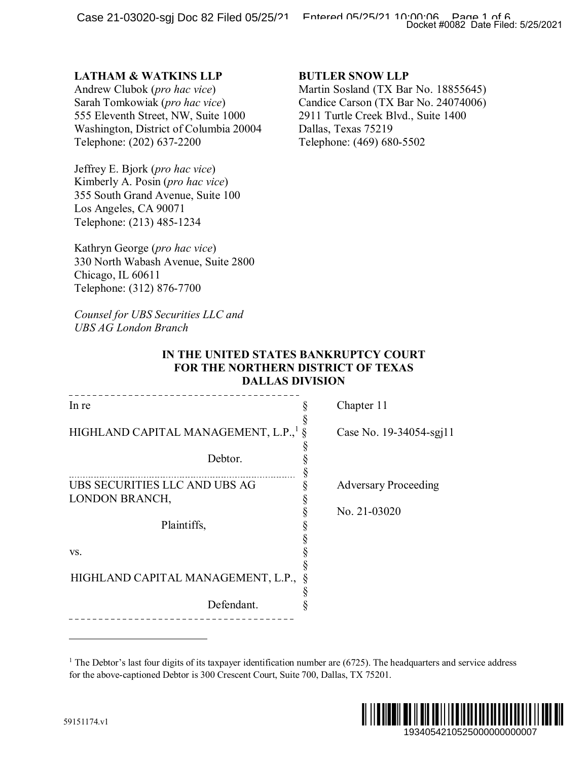**LATHAM & WATKINS LLP**
Andrew Clubok (*pro hac vice*)
Sarah Tomkowiak (*pro hac vice*)
555 Eleventh Street, NW, Suite 1000
Washington, District of Columbia 20004
Telephone: (202) 637-2200

Jeffrey E. Bjork (*pro hac vice*)
Kimberly A. Posin (*pro hac vice*)
355 South Grand Avenue, Suite 100
Los Angeles, CA 90071
Telephone: (213) 485-1234

Kathryn George (*pro hac vice*)
330 North Wabash Avenue, Suite 2800
Chicago, IL 60611
Telephone: (312) 876-7700

*Counsel for UBS Securities LLC and UBS AG London Branch*

**BUTLER SNOW LLP**
Martin Sosland (TX Bar No. 18855645)
Candice Carson (TX Bar No. 24074006)
2911 Turtle Creek Blvd., Suite 1400
Dallas, Texas 75219
Telephone: (469) 680-5502

**IN THE UNITED STATES BANKRUPTCY COURT
FOR THE NORTHERN DISTRICT OF TEXAS
DALLAS DIVISION**

| | | |
|---|---|---|
| In re | § | Chapter 11 |
| HIGHLAND CAPITAL MANAGEMENT, L.P.,[1] | § | Case No. 19-34054-sgj11 |
| Debtor. | § | |
| UBS SECURITIES LLC AND UBS AG LONDON BRANCH, | § | Adversary Proceeding |
| | § | No. 21-03020 |
| Plaintiffs, | § | |
| vs. | § | |
| HIGHLAND CAPITAL MANAGEMENT, L.P., | § | |
| Defendant. | § | |

[1] The Debtor's last four digits of its taxpayer identification number are (6725). The headquarters and service address for the above-captioned Debtor is 300 Crescent Court, Suite 700, Dallas, TX 75201.

59151174.v1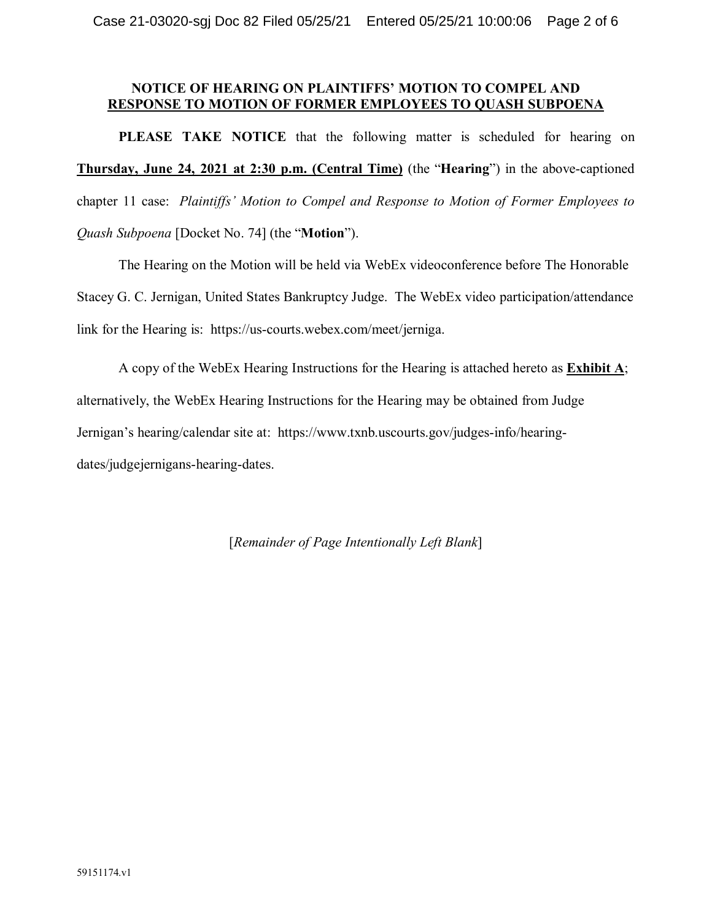**NOTICE OF HEARING ON PLAINTIFFS' MOTION TO COMPEL AND RESPONSE TO MOTION OF FORMER EMPLOYEES TO QUASH SUBPOENA**

**PLEASE TAKE NOTICE** that the following matter is scheduled for hearing on **Thursday, June 24, 2021 at 2:30 p.m. (Central Time)** (the "**Hearing**") in the above-captioned chapter 11 case: *Plaintiffs' Motion to Compel and Response to Motion of Former Employees to Quash Subpoena* [Docket No. 74] (the "**Motion**").

The Hearing on the Motion will be held via WebEx videoconference before The Honorable Stacey G. C. Jernigan, United States Bankruptcy Judge. The WebEx video participation/attendance link for the Hearing is: https://us-courts.webex.com/meet/jerniga.

A copy of the WebEx Hearing Instructions for the Hearing is attached hereto as **Exhibit A**; alternatively, the WebEx Hearing Instructions for the Hearing may be obtained from Judge Jernigan's hearing/calendar site at: https://www.txnb.uscourts.gov/judges-info/hearing-dates/judgejernigans-hearing-dates.

[*Remainder of Page Intentionally Left Blank*]

59151174.v1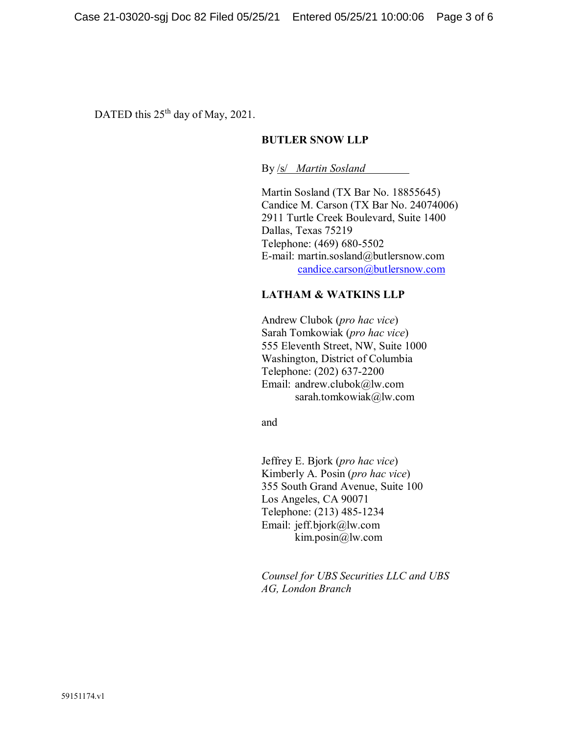DATED this 25th day of May, 2021.

**BUTLER SNOW LLP**

By /s/ *Martin Sosland*

Martin Sosland (TX Bar No. 18855645)
Candice M. Carson (TX Bar No. 24074006)
2911 Turtle Creek Boulevard, Suite 1400
Dallas, Texas 75219
Telephone: (469) 680-5502
E-mail: martin.sosland@butlersnow.com
candice.carson@butlersnow.com

**LATHAM & WATKINS LLP**

Andrew Clubok (*pro hac vice*)
Sarah Tomkowiak (*pro hac vice*)
555 Eleventh Street, NW, Suite 1000
Washington, District of Columbia
Telephone: (202) 637-2200
Email: andrew.clubok@lw.com
sarah.tomkowiak@lw.com

and

Jeffrey E. Bjork (*pro hac vice*)
Kimberly A. Posin (*pro hac vice*)
355 South Grand Avenue, Suite 100
Los Angeles, CA 90071
Telephone: (213) 485-1234
Email: jeff.bjork@lw.com
kim.posin@lw.com

*Counsel for UBS Securities LLC and UBS AG, London Branch*

59151174.v1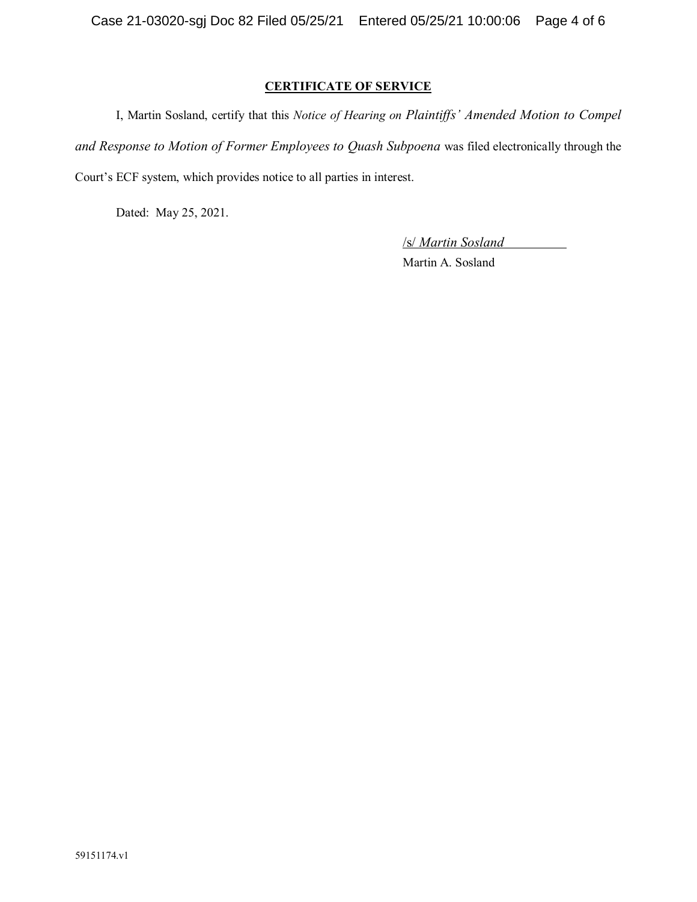## CERTIFICATE OF SERVICE

I, Martin Sosland, certify that this *Notice of Hearing on Plaintiffs' Amended Motion to Compel and Response to Motion of Former Employees to Quash Subpoena* was filed electronically through the Court's ECF system, which provides notice to all parties in interest.

Dated: May 25, 2021.

/s/ *Martin Sosland*
Martin A. Sosland

59151174.v1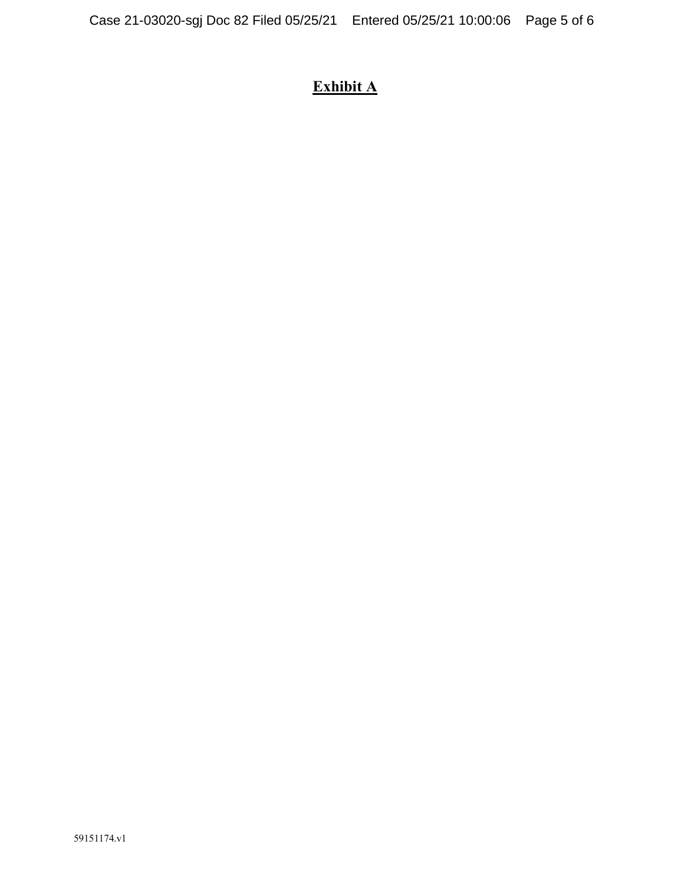# Exhibit A

59151174.v1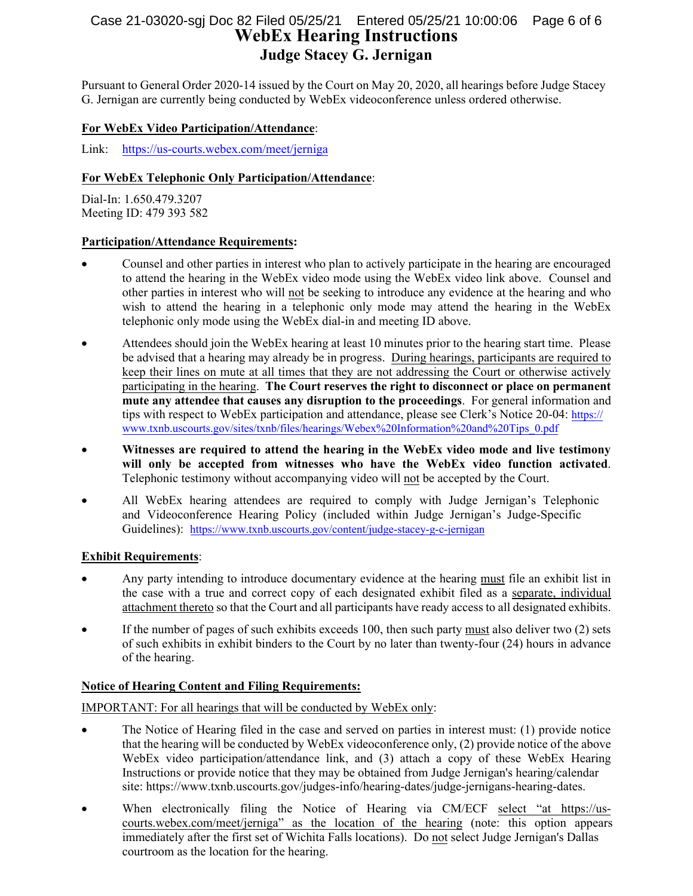# WebEx Hearing Instructions
## Judge Stacey G. Jernigan

Pursuant to General Order 2020-14 issued by the Court on May 20, 2020, all hearings before Judge Stacey G. Jernigan are currently being conducted by WebEx videoconference unless ordered otherwise.

**For WebEx Video Participation/Attendance**:

Link: https://us-courts.webex.com/meet/jerniga

**For WebEx Telephonic Only Participation/Attendance**:

Dial-In: 1.650.479.3207
Meeting ID: 479 393 582

**Participation/Attendance Requirements:**

- Counsel and other parties in interest who plan to actively participate in the hearing are encouraged to attend the hearing in the WebEx video mode using the WebEx video link above. Counsel and other parties in interest who will not be seeking to introduce any evidence at the hearing and who wish to attend the hearing in a telephonic only mode may attend the hearing in the WebEx telephonic only mode using the WebEx dial-in and meeting ID above.
- Attendees should join the WebEx hearing at least 10 minutes prior to the hearing start time. Please be advised that a hearing may already be in progress. During hearings, participants are required to keep their lines on mute at all times that they are not addressing the Court or otherwise actively participating in the hearing. **The Court reserves the right to disconnect or place on permanent mute any attendee that causes any disruption to the proceedings**. For general information and tips with respect to WebEx participation and attendance, please see Clerk's Notice 20-04: https://www.txnb.uscourts.gov/sites/txnb/files/hearings/Webex%20Information%20and%20Tips_0.pdf
- **Witnesses are required to attend the hearing in the WebEx video mode and live testimony will only be accepted from witnesses who have the WebEx video function activated**. Telephonic testimony without accompanying video will not be accepted by the Court.
- All WebEx hearing attendees are required to comply with Judge Jernigan's Telephonic and Videoconference Hearing Policy (included within Judge Jernigan's Judge-Specific Guidelines): https://www.txnb.uscourts.gov/content/judge-stacey-g-c-jernigan

**Exhibit Requirements**:

- Any party intending to introduce documentary evidence at the hearing must file an exhibit list in the case with a true and correct copy of each designated exhibit filed as a separate, individual attachment thereto so that the Court and all participants have ready access to all designated exhibits.
- If the number of pages of such exhibits exceeds 100, then such party must also deliver two (2) sets of such exhibits in exhibit binders to the Court by no later than twenty-four (24) hours in advance of the hearing.

**Notice of Hearing Content and Filing Requirements:**

IMPORTANT: For all hearings that will be conducted by WebEx only:

- The Notice of Hearing filed in the case and served on parties in interest must: (1) provide notice that the hearing will be conducted by WebEx videoconference only, (2) provide notice of the above WebEx video participation/attendance link, and (3) attach a copy of these WebEx Hearing Instructions or provide notice that they may be obtained from Judge Jernigan's hearing/calendar site: https://www.txnb.uscourts.gov/judges-info/hearing-dates/judge-jernigans-hearing-dates.
- When electronically filing the Notice of Hearing via CM/ECF select "at https://us-courts.webex.com/meet/jerniga" as the location of the hearing (note: this option appears immediately after the first set of Wichita Falls locations). Do not select Judge Jernigan's Dallas courtroom as the location for the hearing.